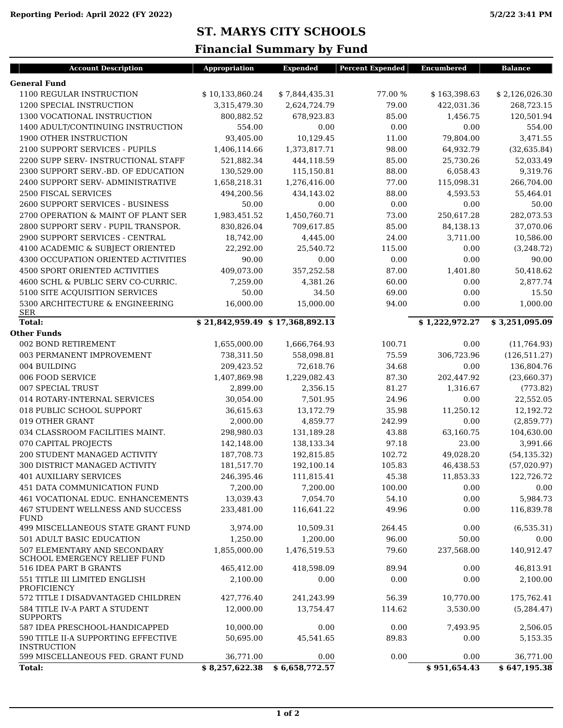Reporting Period: April 2022 (FY 2022)

5/2/22 3:41 PM

# ST. MARYS CITY SCHOOLS

## Financial Summary by Fund

| Account Description | Appropriation | Expended | Percent Expended | Encumbered | Balance |
|---|---|---|---|---|---|
| **General Fund** | | | | | |
| 1100 REGULAR INSTRUCTION | $ 10,133,860.24 | $ 7,844,435.31 | 77.00 % | $ 163,398.63 | $ 2,126,026.30 |
| 1200 SPECIAL INSTRUCTION | 3,315,479.30 | 2,624,724.79 | 79.00 | 422,031.36 | 268,723.15 |
| 1300 VOCATIONAL INSTRUCTION | 800,882.52 | 678,923.83 | 85.00 | 1,456.75 | 120,501.94 |
| 1400 ADULT/CONTINUING INSTRUCTION | 554.00 | 0.00 | 0.00 | 0.00 | 554.00 |
| 1900 OTHER INSTRUCTION | 93,405.00 | 10,129.45 | 11.00 | 79,804.00 | 3,471.55 |
| 2100 SUPPORT SERVICES - PUPILS | 1,406,114.66 | 1,373,817.71 | 98.00 | 64,932.79 | (32,635.84) |
| 2200 SUPP SERV- INSTRUCTIONAL STAFF | 521,882.34 | 444,118.59 | 85.00 | 25,730.26 | 52,033.49 |
| 2300 SUPPORT SERV.-BD. OF EDUCATION | 130,529.00 | 115,150.81 | 88.00 | 6,058.43 | 9,319.76 |
| 2400 SUPPORT SERV- ADMINISTRATIVE | 1,658,218.31 | 1,276,416.00 | 77.00 | 115,098.31 | 266,704.00 |
| 2500 FISCAL SERVICES | 494,200.56 | 434,143.02 | 88.00 | 4,593.53 | 55,464.01 |
| 2600 SUPPORT SERVICES - BUSINESS | 50.00 | 0.00 | 0.00 | 0.00 | 50.00 |
| 2700 OPERATION & MAINT OF PLANT SER | 1,983,451.52 | 1,450,760.71 | 73.00 | 250,617.28 | 282,073.53 |
| 2800 SUPPORT SERV - PUPIL TRANSPOR. | 830,826.04 | 709,617.85 | 85.00 | 84,138.13 | 37,070.06 |
| 2900 SUPPORT SERVICES - CENTRAL | 18,742.00 | 4,445.00 | 24.00 | 3,711.00 | 10,586.00 |
| 4100 ACADEMIC & SUBJECT ORIENTED | 22,292.00 | 25,540.72 | 115.00 | 0.00 | (3,248.72) |
| 4300 OCCUPATION ORIENTED ACTIVITIES | 90.00 | 0.00 | 0.00 | 0.00 | 90.00 |
| 4500 SPORT ORIENTED ACTIVITIES | 409,073.00 | 357,252.58 | 87.00 | 1,401.80 | 50,418.62 |
| 4600 SCHL & PUBLIC SERV CO-CURRIC. | 7,259.00 | 4,381.26 | 60.00 | 0.00 | 2,877.74 |
| 5100 SITE ACQUISITION SERVICES | 50.00 | 34.50 | 69.00 | 0.00 | 15.50 |
| 5300 ARCHITECTURE & ENGINEERING SER | 16,000.00 | 15,000.00 | 94.00 | 0.00 | 1,000.00 |
| **Total:** | **$ 21,842,959.49** | **$ 17,368,892.13** | | **$ 1,222,972.27** | **$ 3,251,095.09** |
| **Other Funds** | | | | | |
| 002 BOND RETIREMENT | 1,655,000.00 | 1,666,764.93 | 100.71 | 0.00 | (11,764.93) |
| 003 PERMANENT IMPROVEMENT | 738,311.50 | 558,098.81 | 75.59 | 306,723.96 | (126,511.27) |
| 004 BUILDING | 209,423.52 | 72,618.76 | 34.68 | 0.00 | 136,804.76 |
| 006 FOOD SERVICE | 1,407,869.98 | 1,229,082.43 | 87.30 | 202,447.92 | (23,660.37) |
| 007 SPECIAL TRUST | 2,899.00 | 2,356.15 | 81.27 | 1,316.67 | (773.82) |
| 014 ROTARY-INTERNAL SERVICES | 30,054.00 | 7,501.95 | 24.96 | 0.00 | 22,552.05 |
| 018 PUBLIC SCHOOL SUPPORT | 36,615.63 | 13,172.79 | 35.98 | 11,250.12 | 12,192.72 |
| 019 OTHER GRANT | 2,000.00 | 4,859.77 | 242.99 | 0.00 | (2,859.77) |
| 034 CLASSROOM FACILITIES MAINT. | 298,980.03 | 131,189.28 | 43.88 | 63,160.75 | 104,630.00 |
| 070 CAPITAL PROJECTS | 142,148.00 | 138,133.34 | 97.18 | 23.00 | 3,991.66 |
| 200 STUDENT MANAGED ACTIVITY | 187,708.73 | 192,815.85 | 102.72 | 49,028.20 | (54,135.32) |
| 300 DISTRICT MANAGED ACTIVITY | 181,517.70 | 192,100.14 | 105.83 | 46,438.53 | (57,020.97) |
| 401 AUXILIARY SERVICES | 246,395.46 | 111,815.41 | 45.38 | 11,853.33 | 122,726.72 |
| 451 DATA COMMUNICATION FUND | 7,200.00 | 7,200.00 | 100.00 | 0.00 | 0.00 |
| 461 VOCATIONAL EDUC. ENHANCEMENTS | 13,039.43 | 7,054.70 | 54.10 | 0.00 | 5,984.73 |
| 467 STUDENT WELLNESS AND SUCCESS FUND | 233,481.00 | 116,641.22 | 49.96 | 0.00 | 116,839.78 |
| 499 MISCELLANEOUS STATE GRANT FUND | 3,974.00 | 10,509.31 | 264.45 | 0.00 | (6,535.31) |
| 501 ADULT BASIC EDUCATION | 1,250.00 | 1,200.00 | 96.00 | 50.00 | 0.00 |
| 507 ELEMENTARY AND SECONDARY SCHOOL EMERGENCY RELIEF FUND | 1,855,000.00 | 1,476,519.53 | 79.60 | 237,568.00 | 140,912.47 |
| 516 IDEA PART B GRANTS | 465,412.00 | 418,598.09 | 89.94 | 0.00 | 46,813.91 |
| 551 TITLE III LIMITED ENGLISH PROFICIENCY | 2,100.00 | 0.00 | 0.00 | 0.00 | 2,100.00 |
| 572 TITLE I DISADVANTAGED CHILDREN | 427,776.40 | 241,243.99 | 56.39 | 10,770.00 | 175,762.41 |
| 584 TITLE IV-A PART A STUDENT SUPPORTS | 12,000.00 | 13,754.47 | 114.62 | 3,530.00 | (5,284.47) |
| 587 IDEA PRESCHOOL-HANDICAPPED | 10,000.00 | 0.00 | 0.00 | 7,493.95 | 2,506.05 |
| 590 TITLE II-A SUPPORTING EFFECTIVE INSTRUCTION | 50,695.00 | 45,541.65 | 89.83 | 0.00 | 5,153.35 |
| 599 MISCELLANEOUS FED. GRANT FUND | 36,771.00 | 0.00 | 0.00 | 0.00 | 36,771.00 |
| **Total:** | **$ 8,257,622.38** | **$ 6,658,772.57** | | **$ 951,654.43** | **$ 647,195.38** |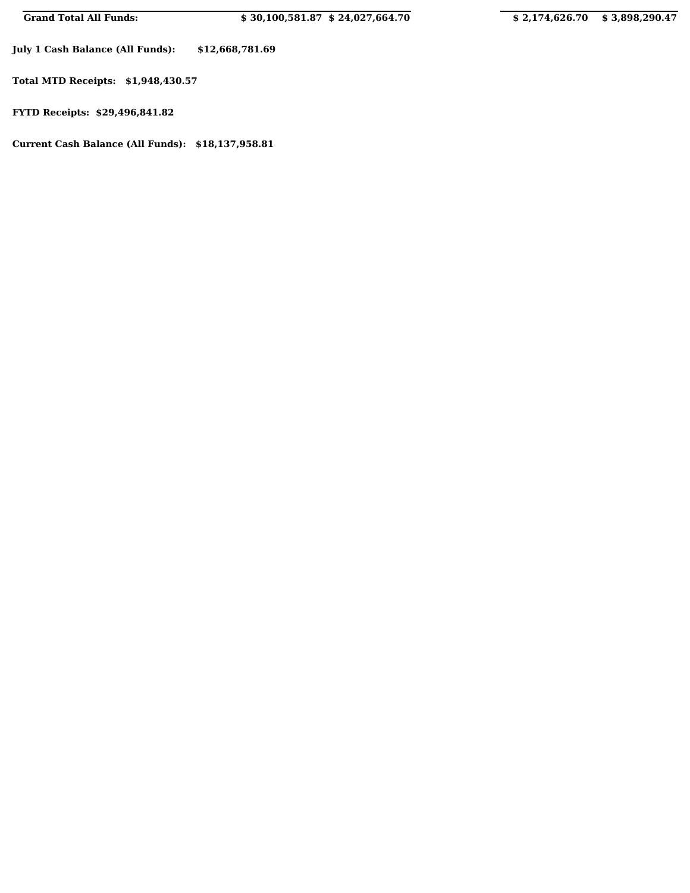| | | | | |
|---|---|---|---|---|
| **Grand Total All Funds:** | **$ 30,100,581.87** | **$ 24,027,664.70** | **$ 2,174,626.70** | **$ 3,898,290.47** |

**July 1 Cash Balance (All Funds): $12,668,781.69**

**Total MTD Receipts: $1,948,430.57**

**FYTD Receipts: $29,496,841.82**

**Current Cash Balance (All Funds): $18,137,958.81**